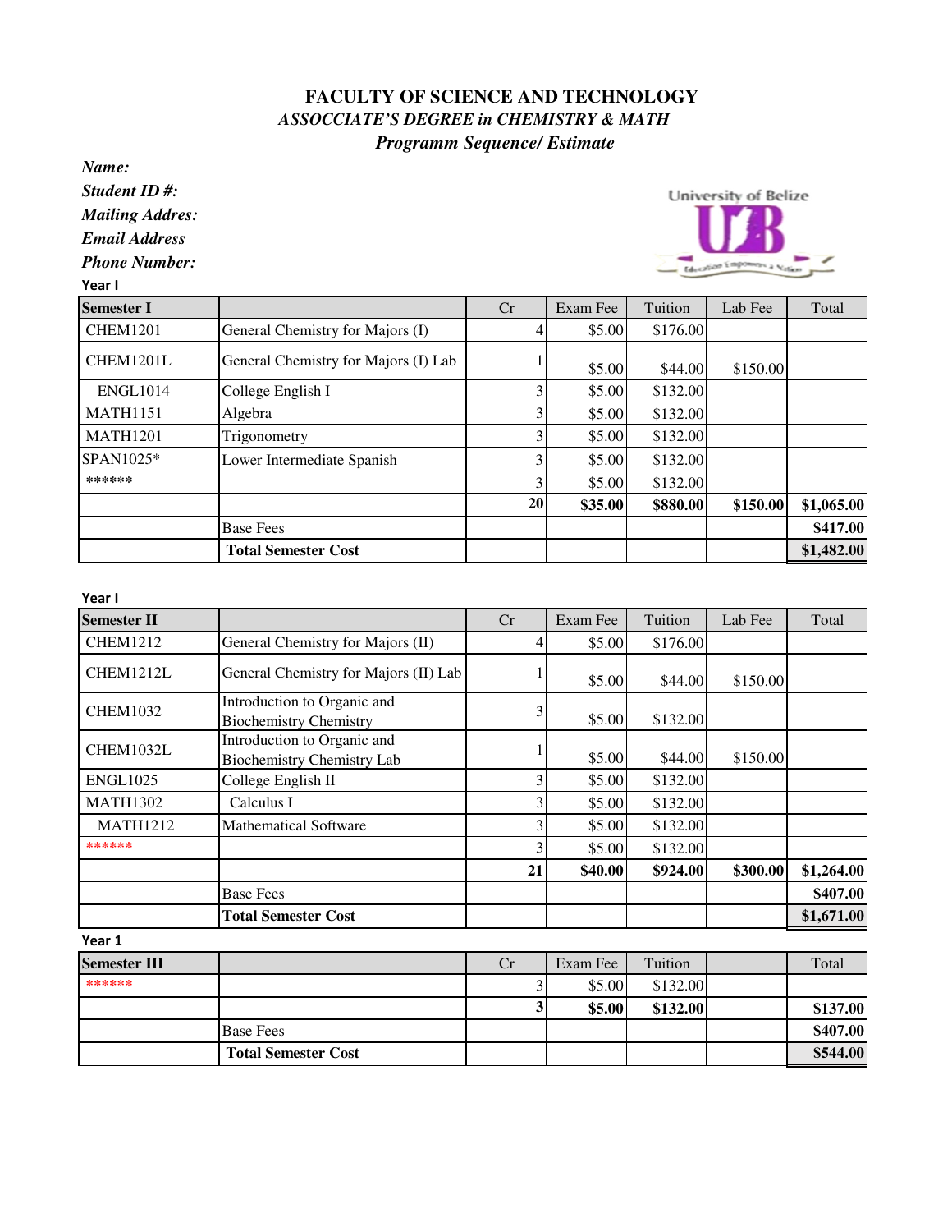# FACULTY OF SCIENCE AND TECHNOLOGY

## *ASSOCCIATE'S DEGREE in CHEMISTRY & MATH*

### *Programm Sequence/ Estimate*

***Name:***

***Student ID #:***

***Mailing Addres:***

***Email Address***

***Phone Number:***

**Year I**

| Semester I | | Cr | Exam Fee | Tuition | Lab Fee | Total |
|---|---|---|---|---|---|---|
| CHEM1201 | General Chemistry for Majors (I) | 4 | $5.00 | $176.00 | | |
| CHEM1201L | General Chemistry for Majors (I) Lab | 1 | $5.00 | $44.00 | $150.00 | |
| ENGL1014 | College English I | 3 | $5.00 | $132.00 | | |
| MATH1151 | Algebra | 3 | $5.00 | $132.00 | | |
| MATH1201 | Trigonometry | 3 | $5.00 | $132.00 | | |
| SPAN1025* | Lower Intermediate Spanish | 3 | $5.00 | $132.00 | | |
| ****** | | 3 | $5.00 | $132.00 | | |
| | | **20** | **$35.00** | **$880.00** | **$150.00** | **$1,065.00** |
| | Base Fees | | | | | **$417.00** |
| | **Total Semester Cost** | | | | | **$1,482.00** |

**Year I**

| Semester II | | Cr | Exam Fee | Tuition | Lab Fee | Total |
|---|---|---|---|---|---|---|
| CHEM1212 | General Chemistry for Majors (II) | 4 | $5.00 | $176.00 | | |
| CHEM1212L | General Chemistry for Majors (II) Lab | 1 | $5.00 | $44.00 | $150.00 | |
| CHEM1032 | Introduction to Organic and Biochemistry Chemistry | 3 | $5.00 | $132.00 | | |
| CHEM1032L | Introduction to Organic and Biochemistry Chemistry Lab | 1 | $5.00 | $44.00 | $150.00 | |
| ENGL1025 | College English II | 3 | $5.00 | $132.00 | | |
| MATH1302 | Calculus I | 3 | $5.00 | $132.00 | | |
| MATH1212 | Mathematical Software | 3 | $5.00 | $132.00 | | |
| ****** | | 3 | $5.00 | $132.00 | | |
| | | **21** | **$40.00** | **$924.00** | **$300.00** | **$1,264.00** |
| | Base Fees | | | | | **$407.00** |
| | **Total Semester Cost** | | | | | **$1,671.00** |

**Year 1**

| Semester III | | Cr | Exam Fee | Tuition | | Total |
|---|---|---|---|---|---|---|
| ****** | | 3 | $5.00 | $132.00 | | |
| | | **3** | **$5.00** | **$132.00** | | **$137.00** |
| | Base Fees | | | | | **$407.00** |
| | **Total Semester Cost** | | | | | **$544.00** |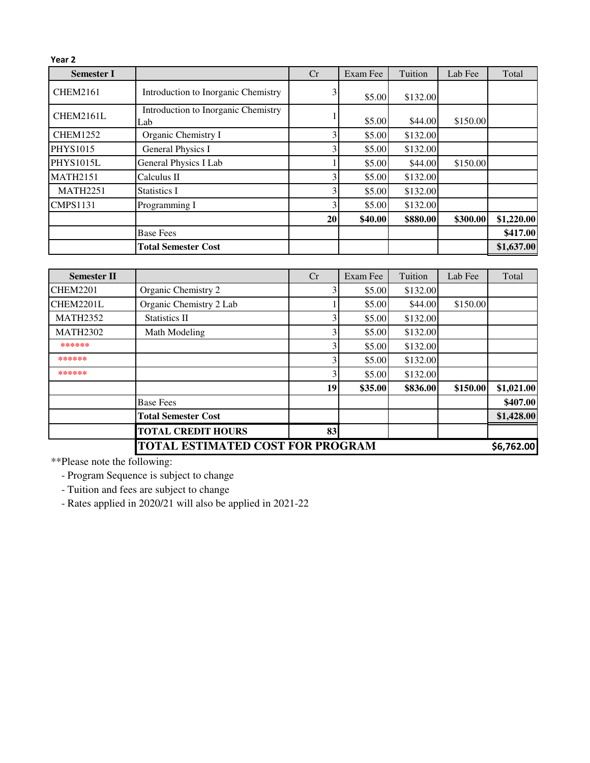**Year 2**

| Semester I | | Cr | Exam Fee | Tuition | Lab Fee | Total |
|---|---|---|---|---|---|---|
| CHEM2161 | Introduction to Inorganic Chemistry | 3 | $5.00 | $132.00 | | |
| CHEM2161L | Introduction to Inorganic Chemistry Lab | 1 | $5.00 | $44.00 | $150.00 | |
| CHEM1252 | Organic Chemistry I | 3 | $5.00 | $132.00 | | |
| PHYS1015 | General Physics I | 3 | $5.00 | $132.00 | | |
| PHYS1015L | General Physics I Lab | 1 | $5.00 | $44.00 | $150.00 | |
| MATH2151 | Calculus II | 3 | $5.00 | $132.00 | | |
| MATH2251 | Statistics I | 3 | $5.00 | $132.00 | | |
| CMPS1131 | Programming I | 3 | $5.00 | $132.00 | | |
| | | **20** | **$40.00** | **$880.00** | **$300.00** | **$1,220.00** |
| | Base Fees | | | | | **$417.00** |
| | **Total Semester Cost** | | | | | **$1,637.00** |

| Semester II | | Cr | Exam Fee | Tuition | Lab Fee | Total |
|---|---|---|---|---|---|---|
| CHEM2201 | Organic Chemistry 2 | 3 | $5.00 | $132.00 | | |
| CHEM2201L | Organic Chemistry 2 Lab | 1 | $5.00 | $44.00 | $150.00 | |
| MATH2352 | Statistics II | 3 | $5.00 | $132.00 | | |
| MATH2302 | Math Modeling | 3 | $5.00 | $132.00 | | |
| ****** | | 3 | $5.00 | $132.00 | | |
| ****** | | 3 | $5.00 | $132.00 | | |
| ****** | | 3 | $5.00 | $132.00 | | |
| | | **19** | **$35.00** | **$836.00** | **$150.00** | **$1,021.00** |
| | Base Fees | | | | | **$407.00** |
| | **Total Semester Cost** | | | | | **$1,428.00** |
| | **TOTAL CREDIT HOURS** | **83** | | | | |
| | **TOTAL ESTIMATED COST FOR PROGRAM** | | | | | **$6,762.00** |

**Please note the following:

- Program Sequence is subject to change
- Tuition and fees are subject to change
- Rates applied in 2020/21 will also be applied in 2021-22